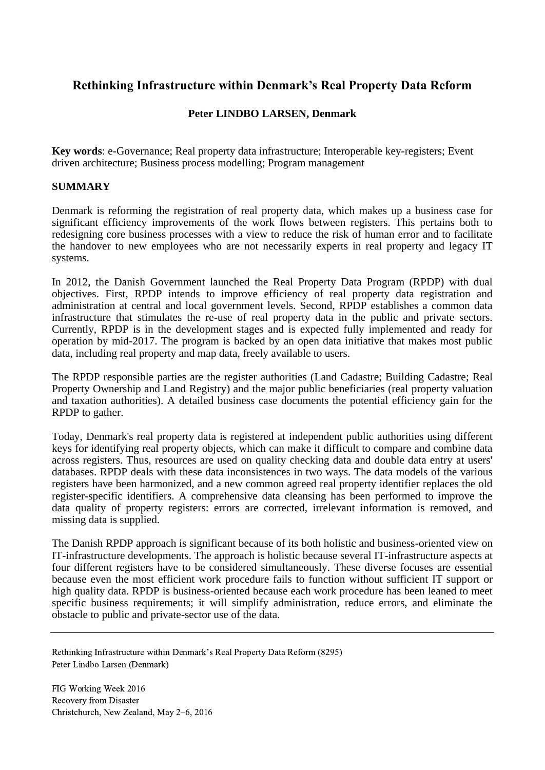# Rethinking Infrastructure within Denmark's Real Property Data Reform

**Peter LINDBO LARSEN, Denmark**

**Key words**: e-Governance; Real property data infrastructure; Interoperable key-registers; Event driven architecture; Business process modelling; Program management

## SUMMARY

Denmark is reforming the registration of real property data, which makes up a business case for significant efficiency improvements of the work flows between registers. This pertains both to redesigning core business processes with a view to reduce the risk of human error and to facilitate the handover to new employees who are not necessarily experts in real property and legacy IT systems.

In 2012, the Danish Government launched the Real Property Data Program (RPDP) with dual objectives. First, RPDP intends to improve efficiency of real property data registration and administration at central and local government levels. Second, RPDP establishes a common data infrastructure that stimulates the re-use of real property data in the public and private sectors. Currently, RPDP is in the development stages and is expected fully implemented and ready for operation by mid-2017. The program is backed by an open data initiative that makes most public data, including real property and map data, freely available to users.

The RPDP responsible parties are the register authorities (Land Cadastre; Building Cadastre; Real Property Ownership and Land Registry) and the major public beneficiaries (real property valuation and taxation authorities). A detailed business case documents the potential efficiency gain for the RPDP to gather.

Today, Denmark's real property data is registered at independent public authorities using different keys for identifying real property objects, which can make it difficult to compare and combine data across registers. Thus, resources are used on quality checking data and double data entry at users' databases. RPDP deals with these data inconsistences in two ways. The data models of the various registers have been harmonized, and a new common agreed real property identifier replaces the old register-specific identifiers. A comprehensive data cleansing has been performed to improve the data quality of property registers: errors are corrected, irrelevant information is removed, and missing data is supplied.

The Danish RPDP approach is significant because of its both holistic and business-oriented view on IT-infrastructure developments. The approach is holistic because several IT-infrastructure aspects at four different registers have to be considered simultaneously. These diverse focuses are essential because even the most efficient work procedure fails to function without sufficient IT support or high quality data. RPDP is business-oriented because each work procedure has been leaned to meet specific business requirements; it will simplify administration, reduce errors, and eliminate the obstacle to public and private-sector use of the data.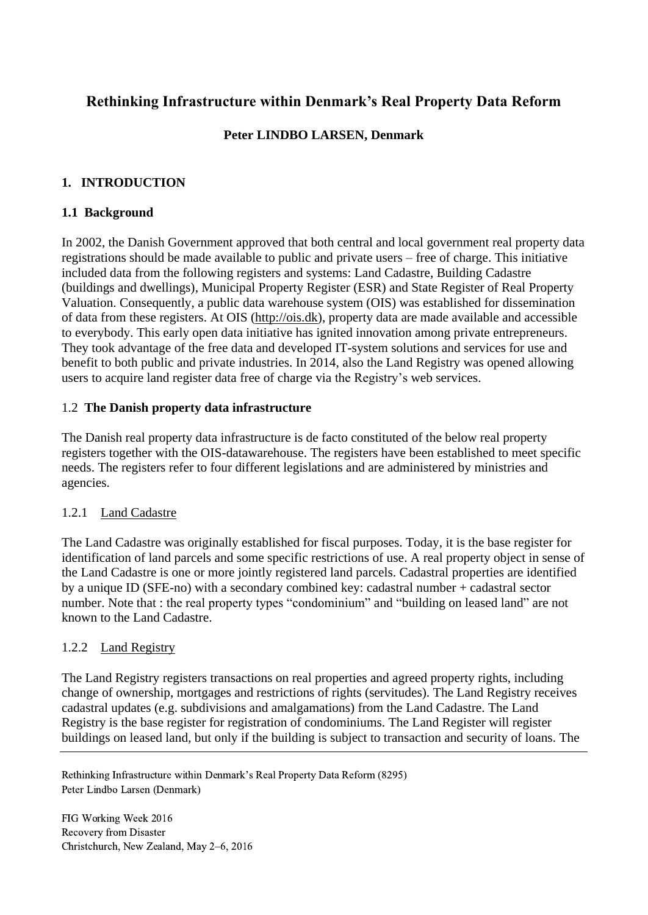# Rethinking Infrastructure within Denmark's Real Property Data Reform

**Peter LINDBO LARSEN, Denmark**

## 1. INTRODUCTION

### 1.1 Background

In 2002, the Danish Government approved that both central and local government real property data registrations should be made available to public and private users – free of charge. This initiative included data from the following registers and systems: Land Cadastre, Building Cadastre (buildings and dwellings), Municipal Property Register (ESR) and State Register of Real Property Valuation. Consequently, a public data warehouse system (OIS) was established for dissemination of data from these registers. At OIS (http://ois.dk), property data are made available and accessible to everybody. This early open data initiative has ignited innovation among private entrepreneurs. They took advantage of the free data and developed IT-system solutions and services for use and benefit to both public and private industries. In 2014, also the Land Registry was opened allowing users to acquire land register data free of charge via the Registry's web services.

### 1.2 The Danish property data infrastructure

The Danish real property data infrastructure is de facto constituted of the below real property registers together with the OIS-datawarehouse. The registers have been established to meet specific needs. The registers refer to four different legislations and are administered by ministries and agencies.

#### 1.2.1 Land Cadastre

The Land Cadastre was originally established for fiscal purposes. Today, it is the base register for identification of land parcels and some specific restrictions of use. A real property object in sense of the Land Cadastre is one or more jointly registered land parcels. Cadastral properties are identified by a unique ID (SFE-no) with a secondary combined key: cadastral number + cadastral sector number. Note that : the real property types "condominium" and "building on leased land" are not known to the Land Cadastre.

#### 1.2.2 Land Registry

The Land Registry registers transactions on real properties and agreed property rights, including change of ownership, mortgages and restrictions of rights (servitudes). The Land Registry receives cadastral updates (e.g. subdivisions and amalgamations) from the Land Cadastre. The Land Registry is the base register for registration of condominiums. The Land Register will register buildings on leased land, but only if the building is subject to transaction and security of loans. The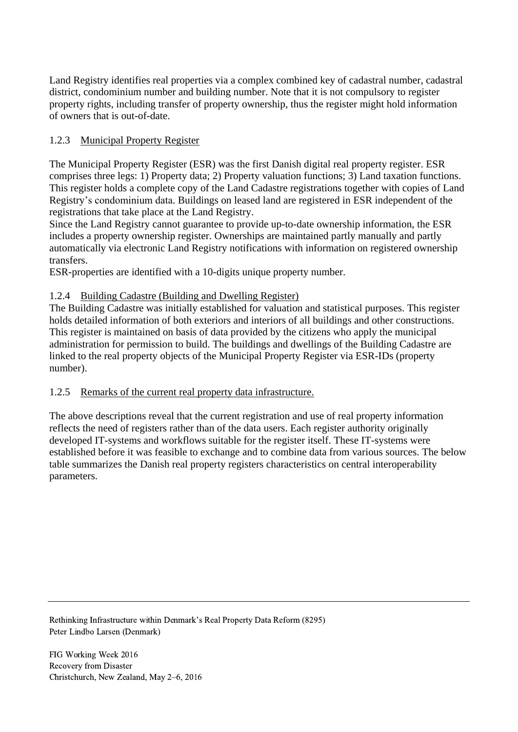Land Registry identifies real properties via a complex combined key of cadastral number, cadastral district, condominium number and building number. Note that it is not compulsory to register property rights, including transfer of property ownership, thus the register might hold information of owners that is out-of-date.

### 1.2.3 Municipal Property Register

The Municipal Property Register (ESR) was the first Danish digital real property register. ESR comprises three legs: 1) Property data; 2) Property valuation functions; 3) Land taxation functions. This register holds a complete copy of the Land Cadastre registrations together with copies of Land Registry's condominium data. Buildings on leased land are registered in ESR independent of the registrations that take place at the Land Registry.
Since the Land Registry cannot guarantee to provide up-to-date ownership information, the ESR includes a property ownership register. Ownerships are maintained partly manually and partly automatically via electronic Land Registry notifications with information on registered ownership transfers.
ESR-properties are identified with a 10-digits unique property number.

### 1.2.4 Building Cadastre (Building and Dwelling Register)

The Building Cadastre was initially established for valuation and statistical purposes. This register holds detailed information of both exteriors and interiors of all buildings and other constructions. This register is maintained on basis of data provided by the citizens who apply the municipal administration for permission to build. The buildings and dwellings of the Building Cadastre are linked to the real property objects of the Municipal Property Register via ESR-IDs (property number).

### 1.2.5 Remarks of the current real property data infrastructure.

The above descriptions reveal that the current registration and use of real property information reflects the need of registers rather than of the data users. Each register authority originally developed IT-systems and workflows suitable for the register itself. These IT-systems were established before it was feasible to exchange and to combine data from various sources. The below table summarizes the Danish real property registers characteristics on central interoperability parameters.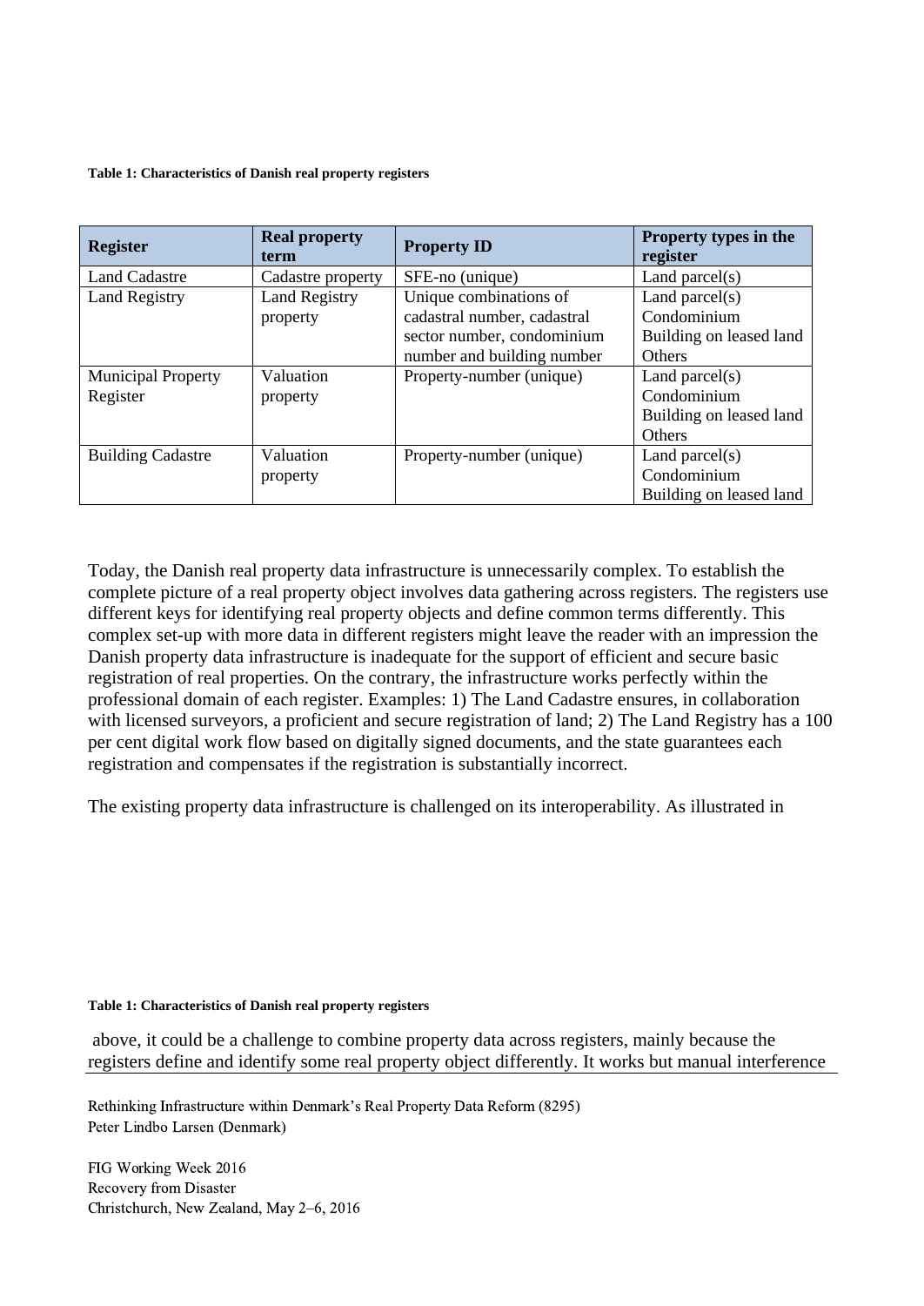**Table 1: Characteristics of Danish real property registers**

| Register | Real property term | Property ID | Property types in the register |
|---|---|---|---|
| Land Cadastre | Cadastre property | SFE-no (unique) | Land parcel(s) |
| Land Registry | Land Registry property | Unique combinations of cadastral number, cadastral sector number, condominium number and building number | Land parcel(s)<br>Condominium<br>Building on leased land<br>Others |
| Municipal Property Register | Valuation property | Property-number (unique) | Land parcel(s)<br>Condominium<br>Building on leased land<br>Others |
| Building Cadastre | Valuation property | Property-number (unique) | Land parcel(s)<br>Condominium<br>Building on leased land |

Today, the Danish real property data infrastructure is unnecessarily complex. To establish the complete picture of a real property object involves data gathering across registers. The registers use different keys for identifying real property objects and define common terms differently. This complex set-up with more data in different registers might leave the reader with an impression the Danish property data infrastructure is inadequate for the support of efficient and secure basic registration of real properties. On the contrary, the infrastructure works perfectly within the professional domain of each register. Examples: 1) The Land Cadastre ensures, in collaboration with licensed surveyors, a proficient and secure registration of land; 2) The Land Registry has a 100 per cent digital work flow based on digitally signed documents, and the state guarantees each registration and compensates if the registration is substantially incorrect.

The existing property data infrastructure is challenged on its interoperability. As illustrated in

**Table 1: Characteristics of Danish real property registers**

above, it could be a challenge to combine property data across registers, mainly because the registers define and identify some real property object differently. It works but manual interference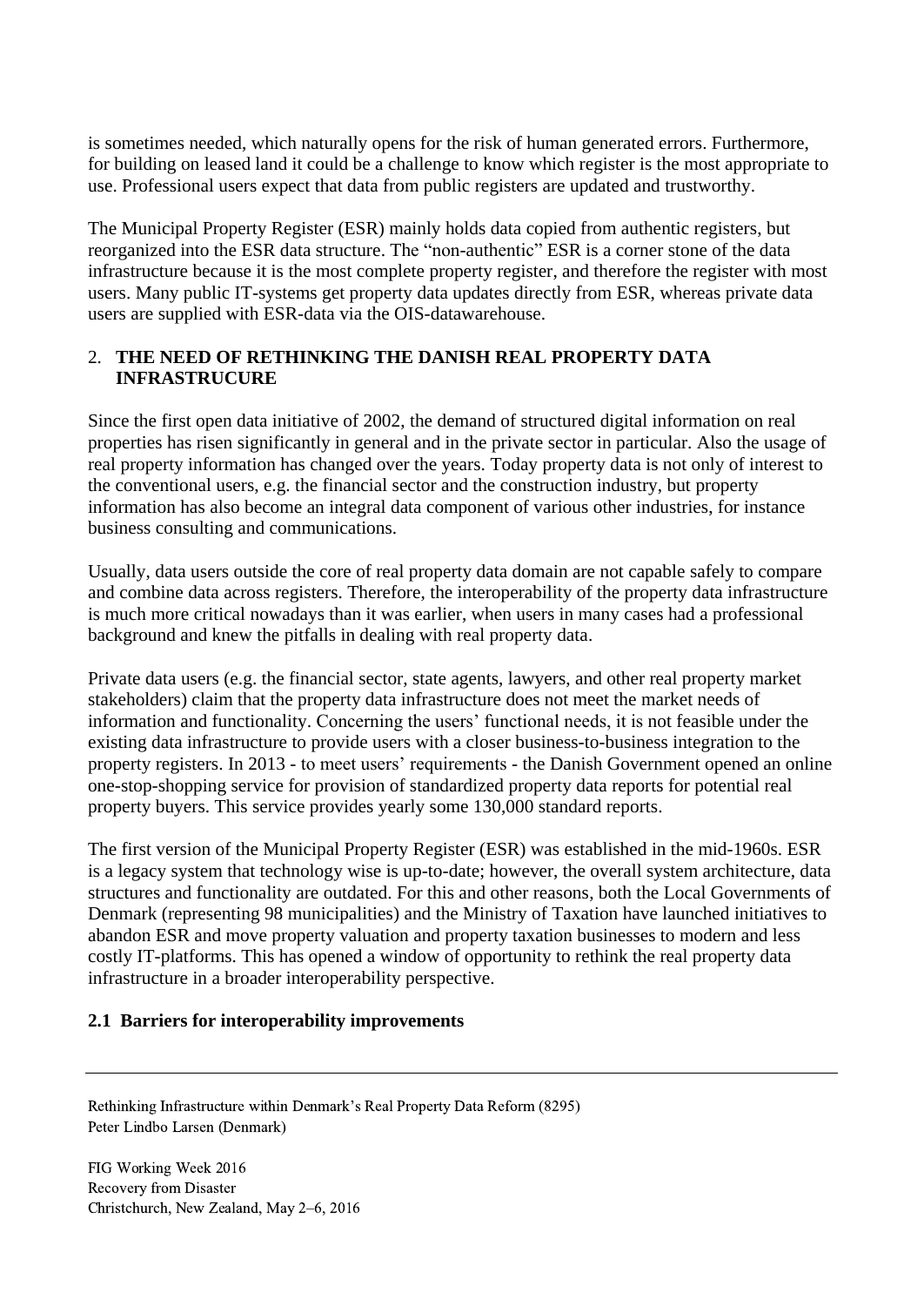is sometimes needed, which naturally opens for the risk of human generated errors. Furthermore, for building on leased land it could be a challenge to know which register is the most appropriate to use. Professional users expect that data from public registers are updated and trustworthy.

The Municipal Property Register (ESR) mainly holds data copied from authentic registers, but reorganized into the ESR data structure. The "non-authentic" ESR is a corner stone of the data infrastructure because it is the most complete property register, and therefore the register with most users. Many public IT-systems get property data updates directly from ESR, whereas private data users are supplied with ESR-data via the OIS-datawarehouse.

## 2. THE NEED OF RETHINKING THE DANISH REAL PROPERTY DATA INFRASTRUCURE

Since the first open data initiative of 2002, the demand of structured digital information on real properties has risen significantly in general and in the private sector in particular. Also the usage of real property information has changed over the years. Today property data is not only of interest to the conventional users, e.g. the financial sector and the construction industry, but property information has also become an integral data component of various other industries, for instance business consulting and communications.

Usually, data users outside the core of real property data domain are not capable safely to compare and combine data across registers. Therefore, the interoperability of the property data infrastructure is much more critical nowadays than it was earlier, when users in many cases had a professional background and knew the pitfalls in dealing with real property data.

Private data users (e.g. the financial sector, state agents, lawyers, and other real property market stakeholders) claim that the property data infrastructure does not meet the market needs of information and functionality. Concerning the users' functional needs, it is not feasible under the existing data infrastructure to provide users with a closer business-to-business integration to the property registers. In 2013 - to meet users' requirements - the Danish Government opened an online one-stop-shopping service for provision of standardized property data reports for potential real property buyers. This service provides yearly some 130,000 standard reports.

The first version of the Municipal Property Register (ESR) was established in the mid-1960s. ESR is a legacy system that technology wise is up-to-date; however, the overall system architecture, data structures and functionality are outdated. For this and other reasons, both the Local Governments of Denmark (representing 98 municipalities) and the Ministry of Taxation have launched initiatives to abandon ESR and move property valuation and property taxation businesses to modern and less costly IT-platforms. This has opened a window of opportunity to rethink the real property data infrastructure in a broader interoperability perspective.

### 2.1 Barriers for interoperability improvements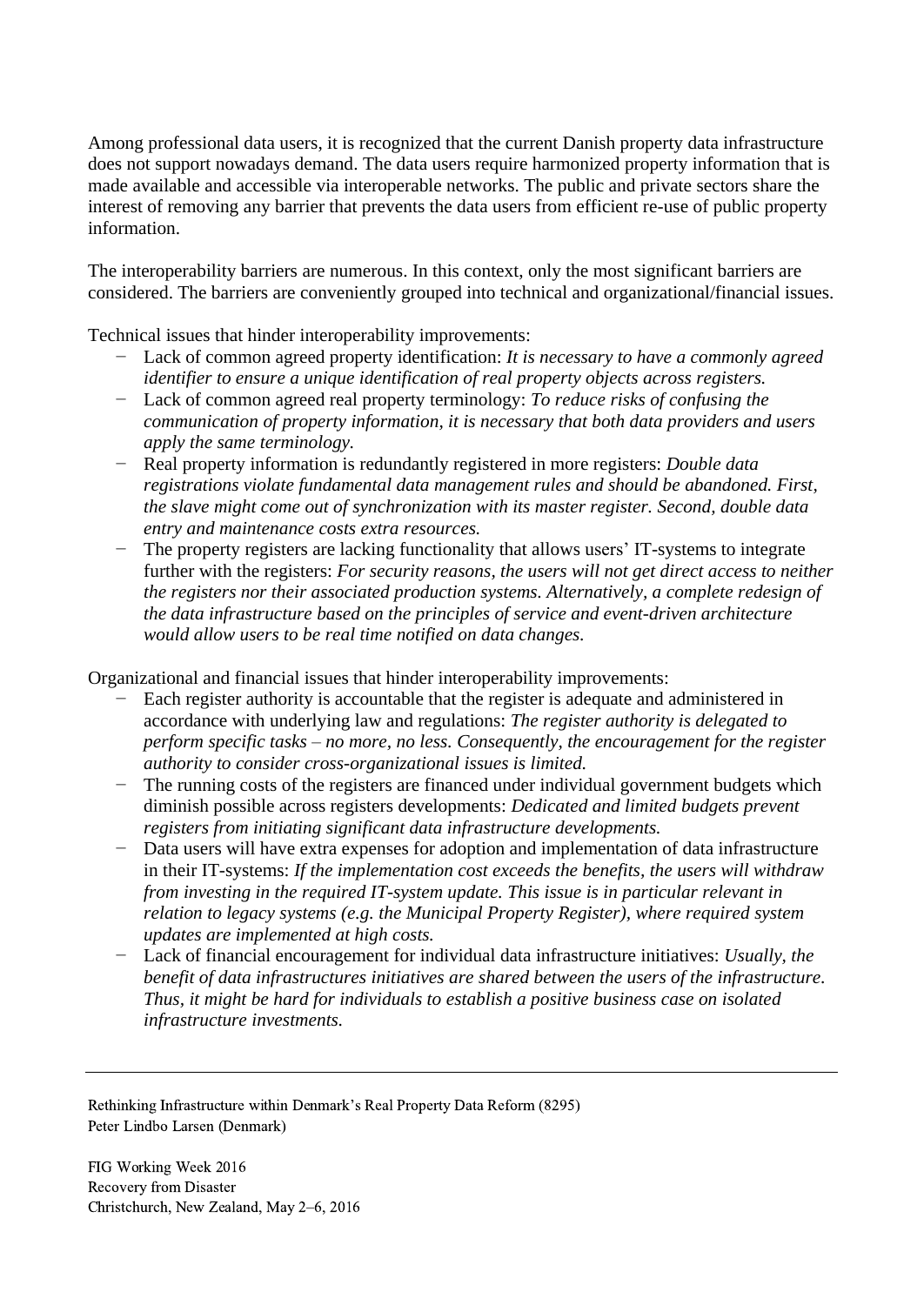Among professional data users, it is recognized that the current Danish property data infrastructure does not support nowadays demand. The data users require harmonized property information that is made available and accessible via interoperable networks. The public and private sectors share the interest of removing any barrier that prevents the data users from efficient re-use of public property information.

The interoperability barriers are numerous. In this context, only the most significant barriers are considered. The barriers are conveniently grouped into technical and organizational/financial issues.

Technical issues that hinder interoperability improvements:

- Lack of common agreed property identification: *It is necessary to have a commonly agreed identifier to ensure a unique identification of real property objects across registers.*
- Lack of common agreed real property terminology: *To reduce risks of confusing the communication of property information, it is necessary that both data providers and users apply the same terminology.*
- Real property information is redundantly registered in more registers: *Double data registrations violate fundamental data management rules and should be abandoned. First, the slave might come out of synchronization with its master register. Second, double data entry and maintenance costs extra resources.*
- The property registers are lacking functionality that allows users' IT-systems to integrate further with the registers: *For security reasons, the users will not get direct access to neither the registers nor their associated production systems. Alternatively, a complete redesign of the data infrastructure based on the principles of service and event-driven architecture would allow users to be real time notified on data changes.*

Organizational and financial issues that hinder interoperability improvements:

- Each register authority is accountable that the register is adequate and administered in accordance with underlying law and regulations: *The register authority is delegated to perform specific tasks – no more, no less. Consequently, the encouragement for the register authority to consider cross-organizational issues is limited.*
- The running costs of the registers are financed under individual government budgets which diminish possible across registers developments: *Dedicated and limited budgets prevent registers from initiating significant data infrastructure developments.*
- Data users will have extra expenses for adoption and implementation of data infrastructure in their IT-systems: *If the implementation cost exceeds the benefits, the users will withdraw from investing in the required IT-system update. This issue is in particular relevant in relation to legacy systems (e.g. the Municipal Property Register), where required system updates are implemented at high costs.*
- Lack of financial encouragement for individual data infrastructure initiatives: *Usually, the benefit of data infrastructures initiatives are shared between the users of the infrastructure. Thus, it might be hard for individuals to establish a positive business case on isolated infrastructure investments.*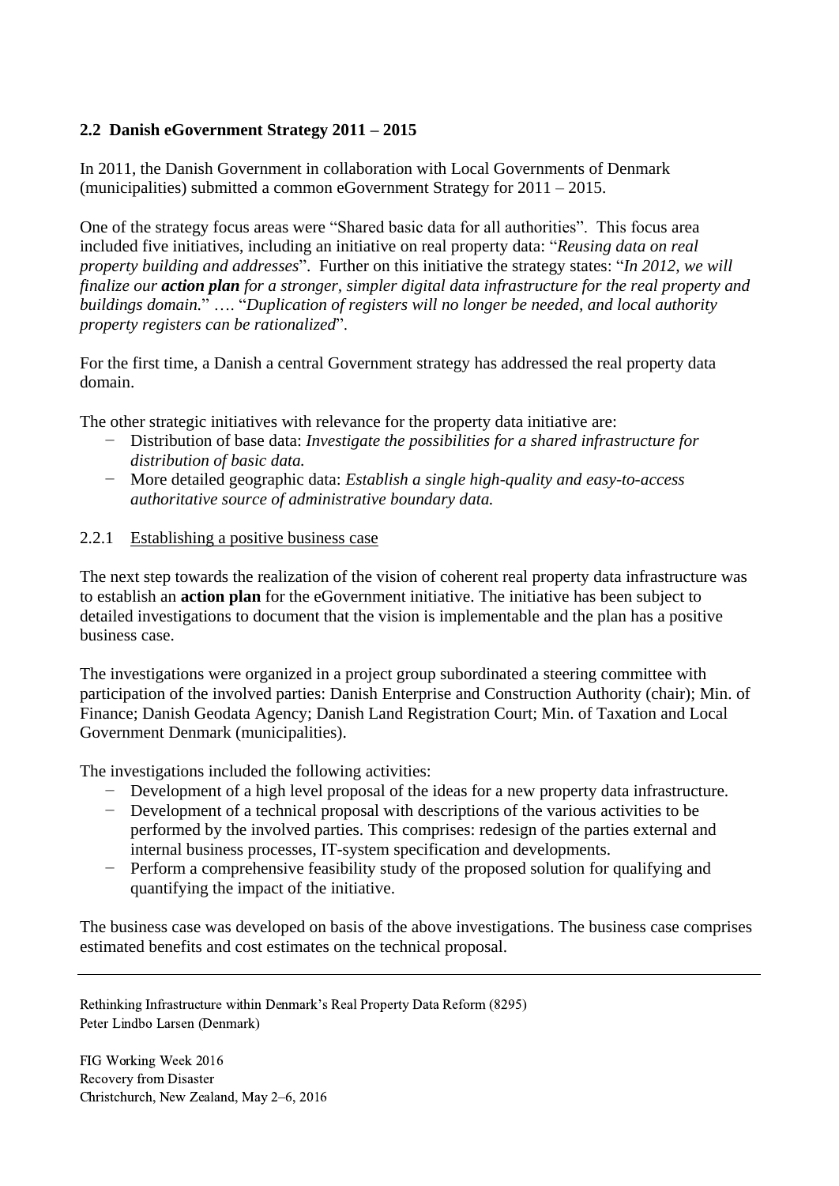## 2.2 Danish eGovernment Strategy 2011 – 2015

In 2011, the Danish Government in collaboration with Local Governments of Denmark (municipalities) submitted a common eGovernment Strategy for 2011 – 2015.

One of the strategy focus areas were "Shared basic data for all authorities". This focus area included five initiatives, including an initiative on real property data: "*Reusing data on real property building and addresses*". Further on this initiative the strategy states: "*In 2012, we will finalize our **action plan** for a stronger, simpler digital data infrastructure for the real property and buildings domain.*" …. "*Duplication of registers will no longer be needed, and local authority property registers can be rationalized*".

For the first time, a Danish a central Government strategy has addressed the real property data domain.

The other strategic initiatives with relevance for the property data initiative are:

- Distribution of base data: *Investigate the possibilities for a shared infrastructure for distribution of basic data.*
- More detailed geographic data: *Establish a single high-quality and easy-to-access authoritative source of administrative boundary data.*

### 2.2.1 Establishing a positive business case

The next step towards the realization of the vision of coherent real property data infrastructure was to establish an **action plan** for the eGovernment initiative. The initiative has been subject to detailed investigations to document that the vision is implementable and the plan has a positive business case.

The investigations were organized in a project group subordinated a steering committee with participation of the involved parties: Danish Enterprise and Construction Authority (chair); Min. of Finance; Danish Geodata Agency; Danish Land Registration Court; Min. of Taxation and Local Government Denmark (municipalities).

The investigations included the following activities:

- Development of a high level proposal of the ideas for a new property data infrastructure.
- Development of a technical proposal with descriptions of the various activities to be performed by the involved parties. This comprises: redesign of the parties external and internal business processes, IT-system specification and developments.
- Perform a comprehensive feasibility study of the proposed solution for qualifying and quantifying the impact of the initiative.

The business case was developed on basis of the above investigations. The business case comprises estimated benefits and cost estimates on the technical proposal.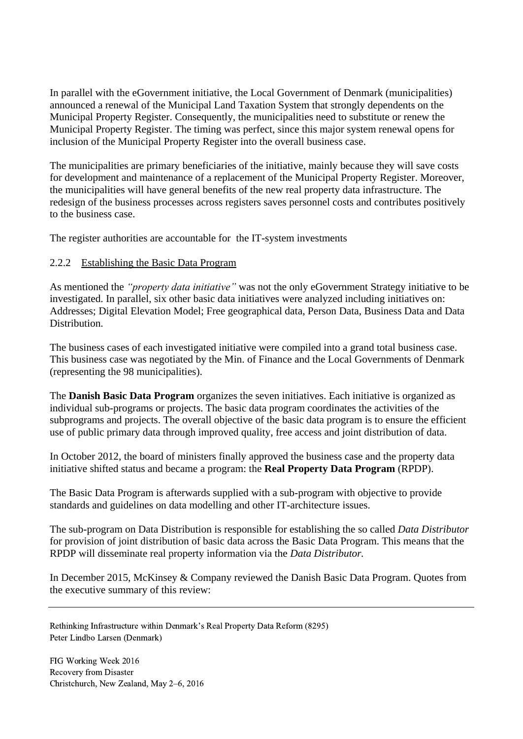In parallel with the eGovernment initiative, the Local Government of Denmark (municipalities) announced a renewal of the Municipal Land Taxation System that strongly dependents on the Municipal Property Register. Consequently, the municipalities need to substitute or renew the Municipal Property Register. The timing was perfect, since this major system renewal opens for inclusion of the Municipal Property Register into the overall business case.

The municipalities are primary beneficiaries of the initiative, mainly because they will save costs for development and maintenance of a replacement of the Municipal Property Register. Moreover, the municipalities will have general benefits of the new real property data infrastructure. The redesign of the business processes across registers saves personnel costs and contributes positively to the business case.

The register authorities are accountable for the IT-system investments

### 2.2.2 Establishing the Basic Data Program

As mentioned the *"property data initiative"* was not the only eGovernment Strategy initiative to be investigated. In parallel, six other basic data initiatives were analyzed including initiatives on: Addresses; Digital Elevation Model; Free geographical data, Person Data, Business Data and Data Distribution.

The business cases of each investigated initiative were compiled into a grand total business case. This business case was negotiated by the Min. of Finance and the Local Governments of Denmark (representing the 98 municipalities).

The **Danish Basic Data Program** organizes the seven initiatives. Each initiative is organized as individual sub-programs or projects. The basic data program coordinates the activities of the subprograms and projects. The overall objective of the basic data program is to ensure the efficient use of public primary data through improved quality, free access and joint distribution of data.

In October 2012, the board of ministers finally approved the business case and the property data initiative shifted status and became a program: the **Real Property Data Program** (RPDP).

The Basic Data Program is afterwards supplied with a sub-program with objective to provide standards and guidelines on data modelling and other IT-architecture issues.

The sub-program on Data Distribution is responsible for establishing the so called *Data Distributor* for provision of joint distribution of basic data across the Basic Data Program. This means that the RPDP will disseminate real property information via the *Data Distributor.*

In December 2015, McKinsey & Company reviewed the Danish Basic Data Program. Quotes from the executive summary of this review: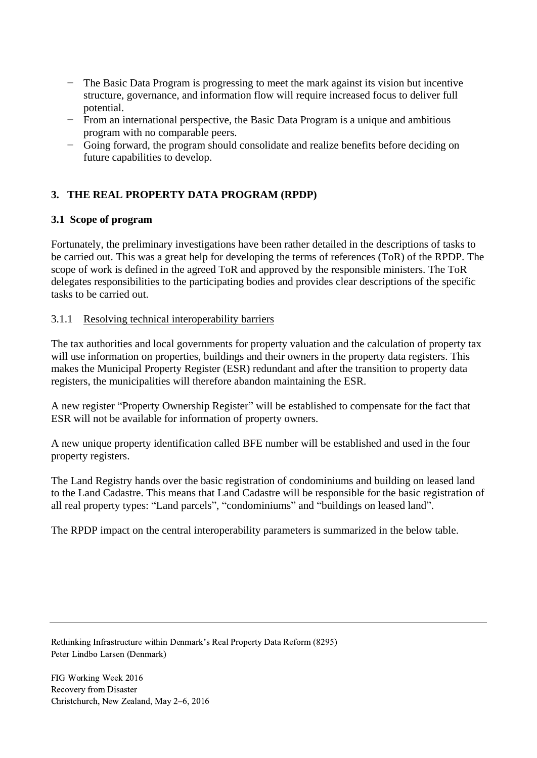- The Basic Data Program is progressing to meet the mark against its vision but incentive structure, governance, and information flow will require increased focus to deliver full potential.
- From an international perspective, the Basic Data Program is a unique and ambitious program with no comparable peers.
- Going forward, the program should consolidate and realize benefits before deciding on future capabilities to develop.

## 3. THE REAL PROPERTY DATA PROGRAM (RPDP)

### 3.1 Scope of program

Fortunately, the preliminary investigations have been rather detailed in the descriptions of tasks to be carried out. This was a great help for developing the terms of references (ToR) of the RPDP. The scope of work is defined in the agreed ToR and approved by the responsible ministers. The ToR delegates responsibilities to the participating bodies and provides clear descriptions of the specific tasks to be carried out.

#### 3.1.1 Resolving technical interoperability barriers

The tax authorities and local governments for property valuation and the calculation of property tax will use information on properties, buildings and their owners in the property data registers. This makes the Municipal Property Register (ESR) redundant and after the transition to property data registers, the municipalities will therefore abandon maintaining the ESR.

A new register "Property Ownership Register" will be established to compensate for the fact that ESR will not be available for information of property owners.

A new unique property identification called BFE number will be established and used in the four property registers.

The Land Registry hands over the basic registration of condominiums and building on leased land to the Land Cadastre. This means that Land Cadastre will be responsible for the basic registration of all real property types: "Land parcels", "condominiums" and "buildings on leased land".

The RPDP impact on the central interoperability parameters is summarized in the below table.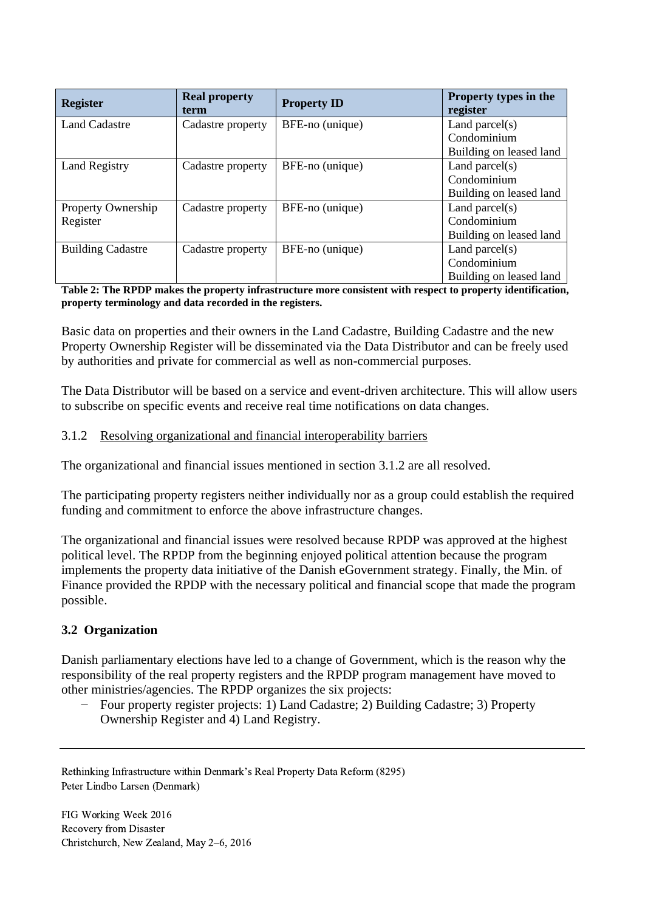| Register | Real property term | Property ID | Property types in the register |
|---|---|---|---|
| Land Cadastre | Cadastre property | BFE-no (unique) | Land parcel(s)<br>Condominium<br>Building on leased land |
| Land Registry | Cadastre property | BFE-no (unique) | Land parcel(s)<br>Condominium<br>Building on leased land |
| Property Ownership Register | Cadastre property | BFE-no (unique) | Land parcel(s)<br>Condominium<br>Building on leased land |
| Building Cadastre | Cadastre property | BFE-no (unique) | Land parcel(s)<br>Condominium<br>Building on leased land |

**Table 2: The RPDP makes the property infrastructure more consistent with respect to property identification, property terminology and data recorded in the registers.**

Basic data on properties and their owners in the Land Cadastre, Building Cadastre and the new Property Ownership Register will be disseminated via the Data Distributor and can be freely used by authorities and private for commercial as well as non-commercial purposes.

The Data Distributor will be based on a service and event-driven architecture. This will allow users to subscribe on specific events and receive real time notifications on data changes.

### 3.1.2 Resolving organizational and financial interoperability barriers

The organizational and financial issues mentioned in section 3.1.2 are all resolved.

The participating property registers neither individually nor as a group could establish the required funding and commitment to enforce the above infrastructure changes.

The organizational and financial issues were resolved because RPDP was approved at the highest political level. The RPDP from the beginning enjoyed political attention because the program implements the property data initiative of the Danish eGovernment strategy. Finally, the Min. of Finance provided the RPDP with the necessary political and financial scope that made the program possible.

## 3.2 Organization

Danish parliamentary elections have led to a change of Government, which is the reason why the responsibility of the real property registers and the RPDP program management have moved to other ministries/agencies. The RPDP organizes the six projects:

- Four property register projects: 1) Land Cadastre; 2) Building Cadastre; 3) Property Ownership Register and 4) Land Registry.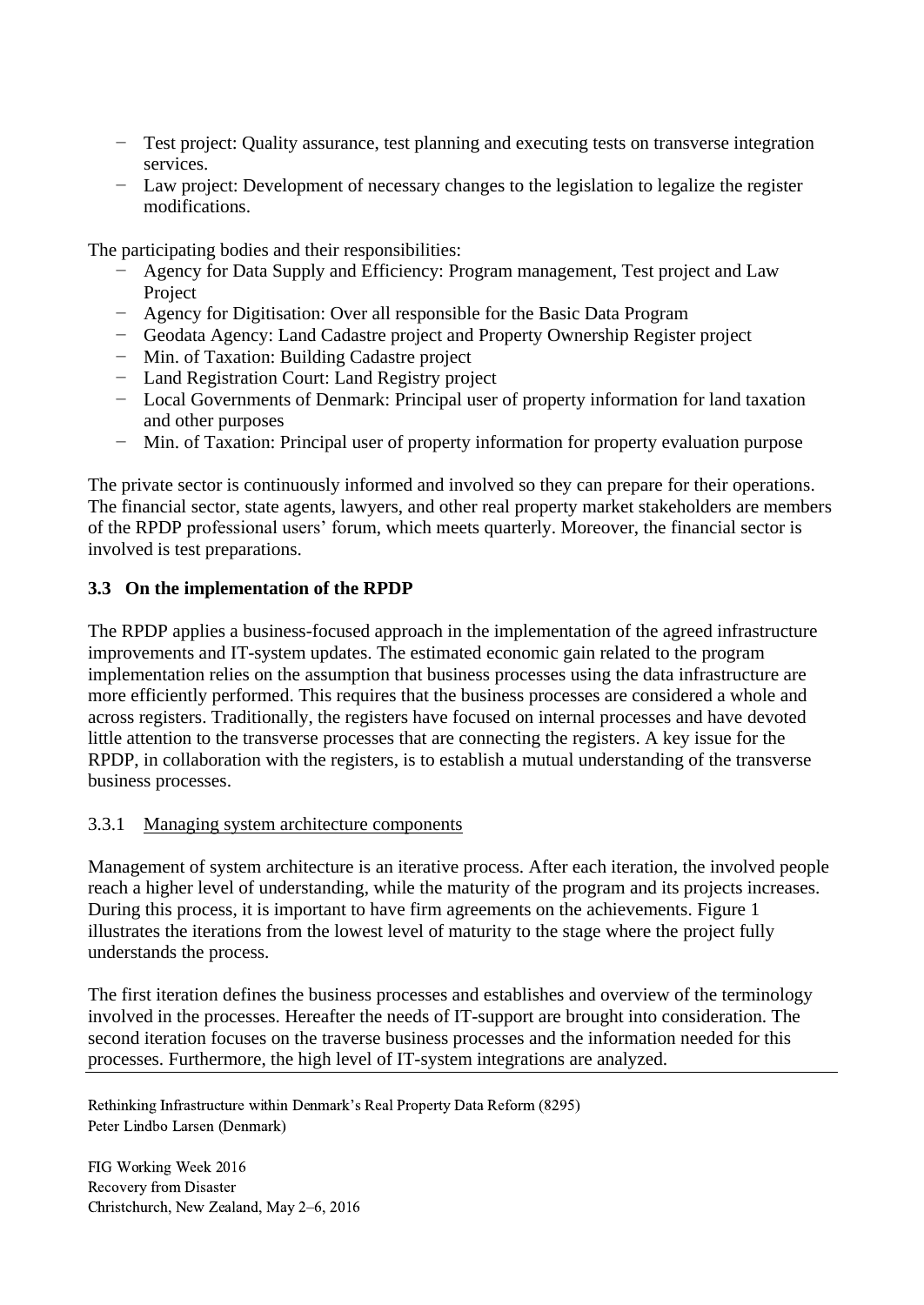- Test project: Quality assurance, test planning and executing tests on transverse integration services.
- Law project: Development of necessary changes to the legislation to legalize the register modifications.

The participating bodies and their responsibilities:

- Agency for Data Supply and Efficiency: Program management, Test project and Law Project
- Agency for Digitisation: Over all responsible for the Basic Data Program
- Geodata Agency: Land Cadastre project and Property Ownership Register project
- Min. of Taxation: Building Cadastre project
- Land Registration Court: Land Registry project
- Local Governments of Denmark: Principal user of property information for land taxation and other purposes
- Min. of Taxation: Principal user of property information for property evaluation purpose

The private sector is continuously informed and involved so they can prepare for their operations. The financial sector, state agents, lawyers, and other real property market stakeholders are members of the RPDP professional users' forum, which meets quarterly. Moreover, the financial sector is involved is test preparations.

### 3.3 On the implementation of the RPDP

The RPDP applies a business-focused approach in the implementation of the agreed infrastructure improvements and IT-system updates. The estimated economic gain related to the program implementation relies on the assumption that business processes using the data infrastructure are more efficiently performed. This requires that the business processes are considered a whole and across registers. Traditionally, the registers have focused on internal processes and have devoted little attention to the transverse processes that are connecting the registers. A key issue for the RPDP, in collaboration with the registers, is to establish a mutual understanding of the transverse business processes.

#### 3.3.1 Managing system architecture components

Management of system architecture is an iterative process. After each iteration, the involved people reach a higher level of understanding, while the maturity of the program and its projects increases. During this process, it is important to have firm agreements on the achievements. Figure 1 illustrates the iterations from the lowest level of maturity to the stage where the project fully understands the process.

The first iteration defines the business processes and establishes and overview of the terminology involved in the processes. Hereafter the needs of IT-support are brought into consideration. The second iteration focuses on the traverse business processes and the information needed for this processes. Furthermore, the high level of IT-system integrations are analyzed.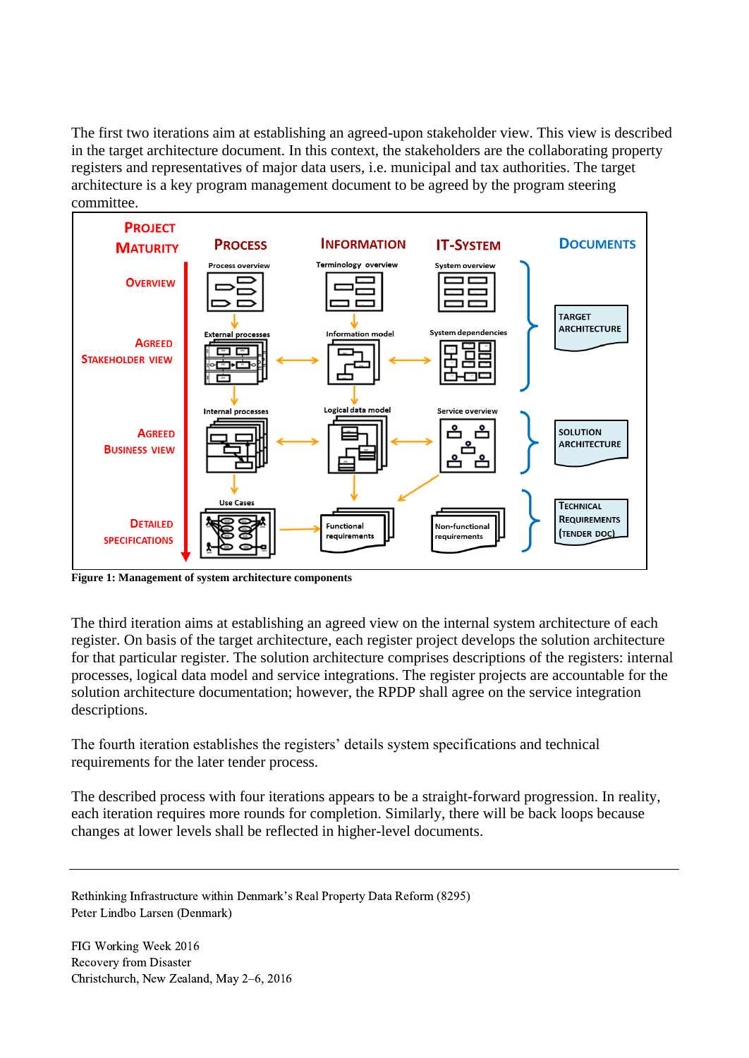The first two iterations aim at establishing an agreed-upon stakeholder view. This view is described in the target architecture document. In this context, the stakeholders are the collaborating property registers and representatives of major data users, i.e. municipal and tax authorities. The target architecture is a key program management document to be agreed by the program steering committee.

**Figure 1: Management of system architecture components**

The third iteration aims at establishing an agreed view on the internal system architecture of each register. On basis of the target architecture, each register project develops the solution architecture for that particular register. The solution architecture comprises descriptions of the registers: internal processes, logical data model and service integrations. The register projects are accountable for the solution architecture documentation; however, the RPDP shall agree on the service integration descriptions.

The fourth iteration establishes the registers' details system specifications and technical requirements for the later tender process.

The described process with four iterations appears to be a straight-forward progression. In reality, each iteration requires more rounds for completion. Similarly, there will be back loops because changes at lower levels shall be reflected in higher-level documents.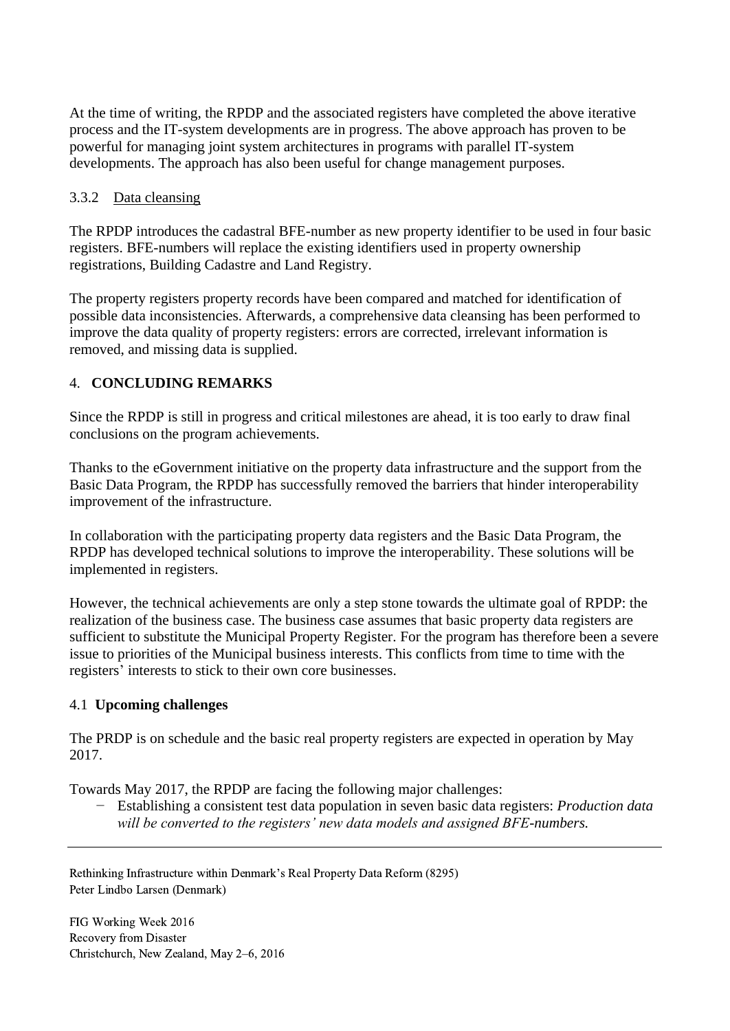At the time of writing, the RPDP and the associated registers have completed the above iterative process and the IT-system developments are in progress. The above approach has proven to be powerful for managing joint system architectures in programs with parallel IT-system developments. The approach has also been useful for change management purposes.

### 3.3.2 Data cleansing

The RPDP introduces the cadastral BFE-number as new property identifier to be used in four basic registers. BFE-numbers will replace the existing identifiers used in property ownership registrations, Building Cadastre and Land Registry.

The property registers property records have been compared and matched for identification of possible data inconsistencies. Afterwards, a comprehensive data cleansing has been performed to improve the data quality of property registers: errors are corrected, irrelevant information is removed, and missing data is supplied.

## 4. CONCLUDING REMARKS

Since the RPDP is still in progress and critical milestones are ahead, it is too early to draw final conclusions on the program achievements.

Thanks to the eGovernment initiative on the property data infrastructure and the support from the Basic Data Program, the RPDP has successfully removed the barriers that hinder interoperability improvement of the infrastructure.

In collaboration with the participating property data registers and the Basic Data Program, the RPDP has developed technical solutions to improve the interoperability. These solutions will be implemented in registers.

However, the technical achievements are only a step stone towards the ultimate goal of RPDP: the realization of the business case. The business case assumes that basic property data registers are sufficient to substitute the Municipal Property Register. For the program has therefore been a severe issue to priorities of the Municipal business interests. This conflicts from time to time with the registers' interests to stick to their own core businesses.

### 4.1 Upcoming challenges

The PRDP is on schedule and the basic real property registers are expected in operation by May 2017.

Towards May 2017, the RPDP are facing the following major challenges:

- Establishing a consistent test data population in seven basic data registers: *Production data will be converted to the registers' new data models and assigned BFE-numbers.*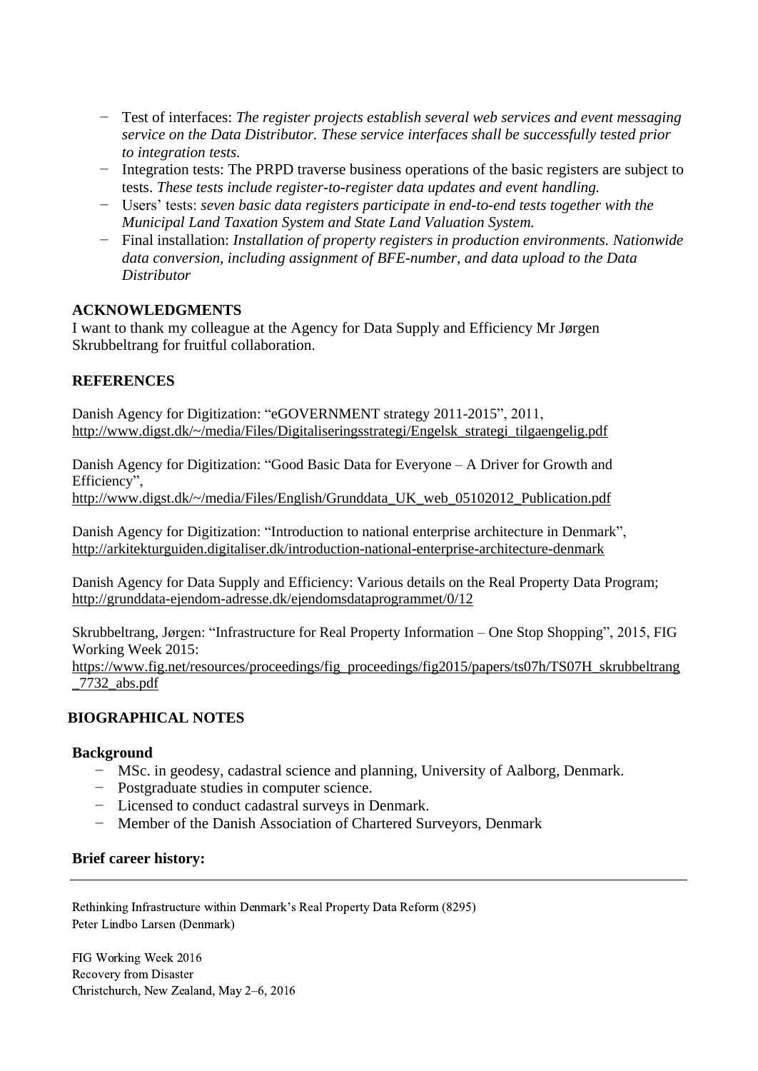- Test of interfaces: *The register projects establish several web services and event messaging service on the Data Distributor. These service interfaces shall be successfully tested prior to integration tests.*
- Integration tests: The PRPD traverse business operations of the basic registers are subject to tests. *These tests include register-to-register data updates and event handling.*
- Users' tests: *seven basic data registers participate in end-to-end tests together with the Municipal Land Taxation System and State Land Valuation System.*
- Final installation: *Installation of property registers in production environments. Nationwide data conversion, including assignment of BFE-number, and data upload to the Data Distributor*

## ACKNOWLEDGMENTS

I want to thank my colleague at the Agency for Data Supply and Efficiency Mr Jørgen Skrubbeltrang for fruitful collaboration.

## REFERENCES

Danish Agency for Digitization: "eGOVERNMENT strategy 2011-2015", 2011, http://www.digst.dk/~/media/Files/Digitaliseringsstrategi/Engelsk_strategi_tilgaengelig.pdf

Danish Agency for Digitization: "Good Basic Data for Everyone – A Driver for Growth and Efficiency", http://www.digst.dk/~/media/Files/English/Grunddata_UK_web_05102012_Publication.pdf

Danish Agency for Digitization: "Introduction to national enterprise architecture in Denmark", http://arkitekturguiden.digitaliser.dk/introduction-national-enterprise-architecture-denmark

Danish Agency for Data Supply and Efficiency: Various details on the Real Property Data Program; http://grunddata-ejendom-adresse.dk/ejendomsdataprogrammet/0/12

Skrubbeltrang, Jørgen: "Infrastructure for Real Property Information – One Stop Shopping", 2015, FIG Working Week 2015: https://www.fig.net/resources/proceedings/fig_proceedings/fig2015/papers/ts07h/TS07H_skrubbeltrang_7732_abs.pdf

## BIOGRAPHICAL NOTES

**Background**

- MSc. in geodesy, cadastral science and planning, University of Aalborg, Denmark.
- Postgraduate studies in computer science.
- Licensed to conduct cadastral surveys in Denmark.
- Member of the Danish Association of Chartered Surveyors, Denmark

**Brief career history:**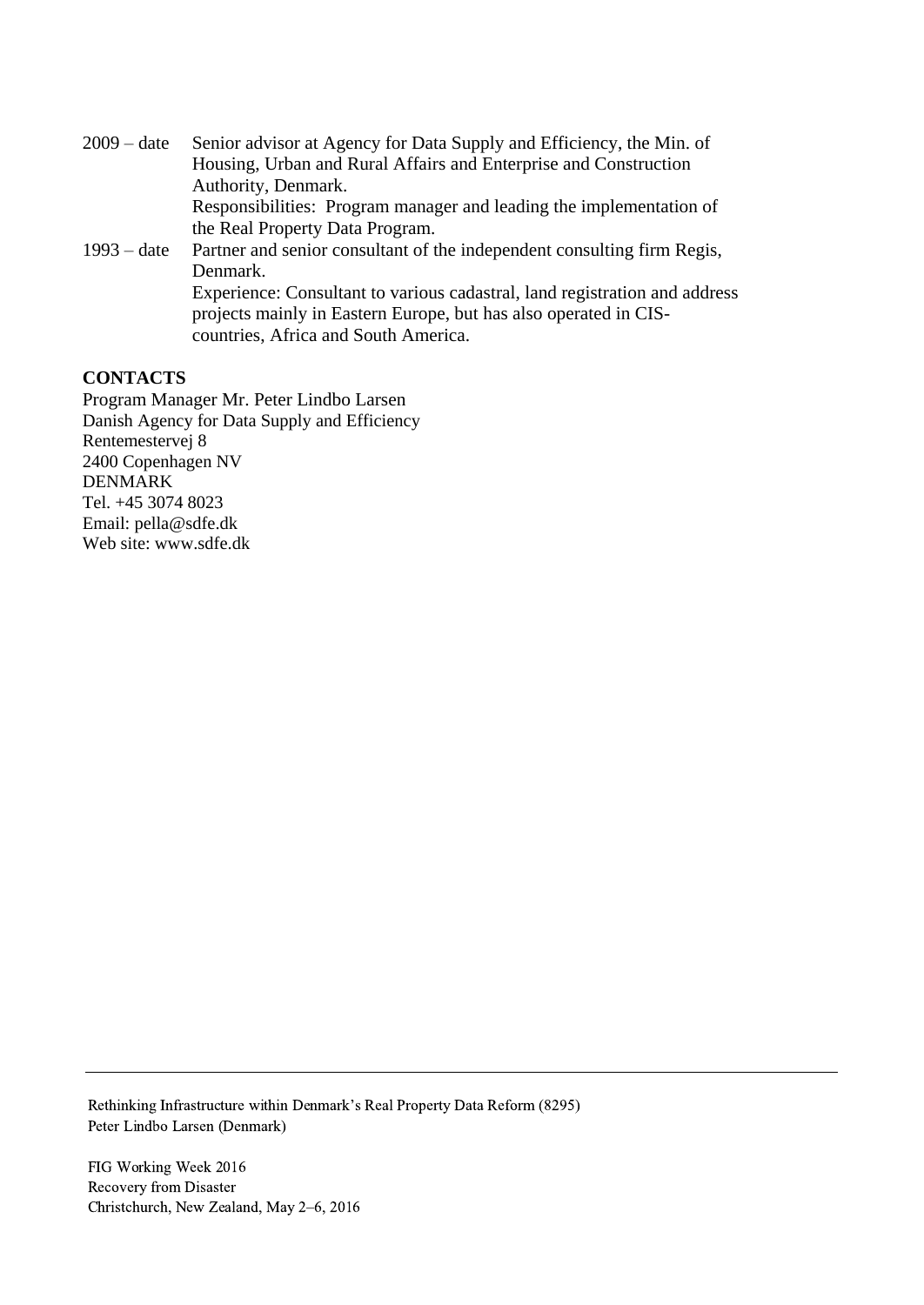2009 – date Senior advisor at Agency for Data Supply and Efficiency, the Min. of Housing, Urban and Rural Affairs and Enterprise and Construction Authority, Denmark.
Responsibilities: Program manager and leading the implementation of the Real Property Data Program.

1993 – date Partner and senior consultant of the independent consulting firm Regis, Denmark.
Experience: Consultant to various cadastral, land registration and address projects mainly in Eastern Europe, but has also operated in CIS-countries, Africa and South America.

**CONTACTS**

Program Manager Mr. Peter Lindbo Larsen
Danish Agency for Data Supply and Efficiency
Rentemestervej 8
2400 Copenhagen NV
DENMARK
Tel. +45 3074 8023
Email: pella@sdfe.dk
Web site: www.sdfe.dk